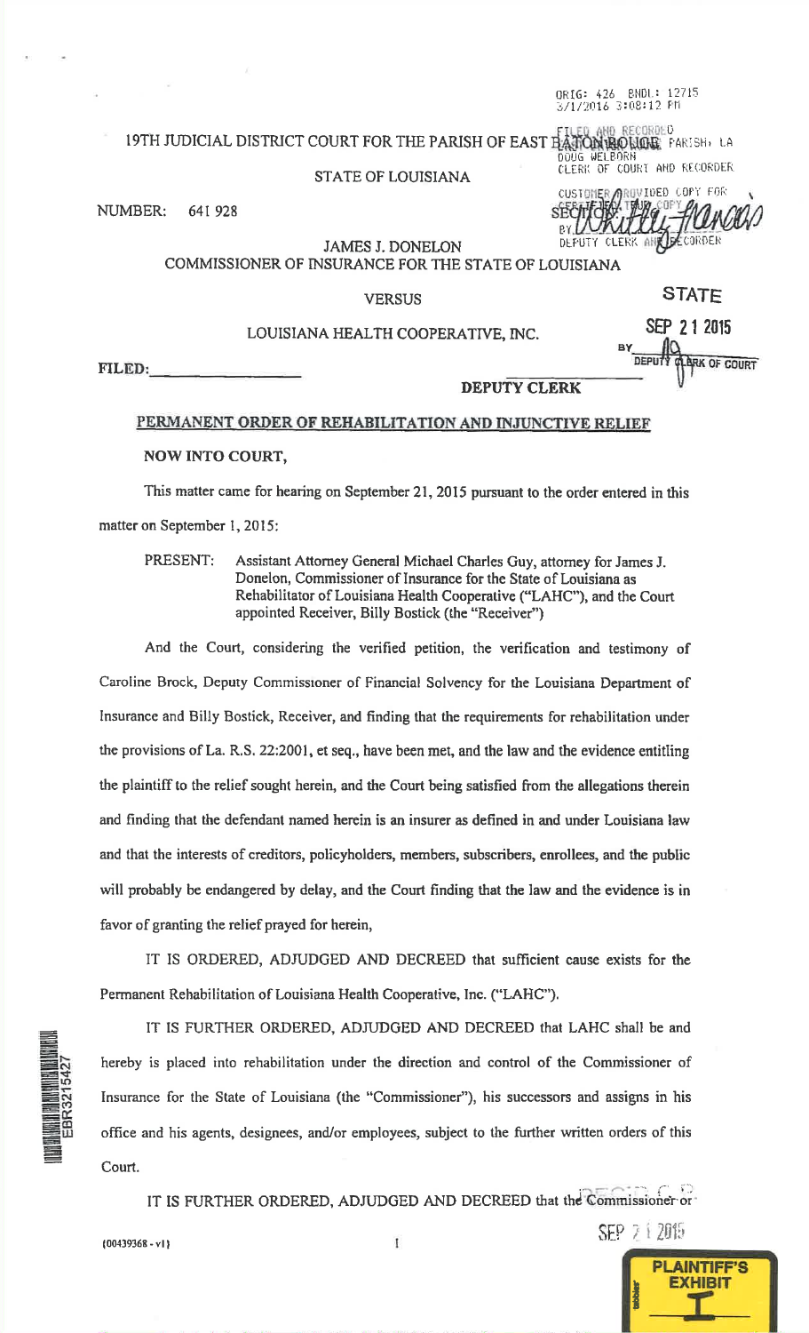ORIG: 426 BNDL: 12715
3/1/2016 3:08:12 PM

FILED AND RECORDED
EAST BATON ROUGE PARISH, LA
DOUG WELBORN
CLERK OF COURT AND RECORDER

19TH JUDICIAL DISTRICT COURT FOR THE PARISH OF EAST BATON ROUGE

STATE OF LOUISIANA

CUSTOMER PROVIDED COPY FOR CERTIFIED TRUE COPY
SECTION:
BY
DEPUTY CLERK AND RECORDER

NUMBER: 641 928

JAMES J. DONELON
COMMISSIONER OF INSURANCE FOR THE STATE OF LOUISIANA

VERSUS

LOUISIANA HEALTH COOPERATIVE, INC.

STATE
SEP 21 2015
BY
DEPUTY CLERK OF COURT

FILED: ________________ ________________ DEPUTY CLERK

## PERMANENT ORDER OF REHABILITATION AND INJUNCTIVE RELIEF

**NOW INTO COURT,**

This matter came for hearing on September 21, 2015 pursuant to the order entered in this matter on September 1, 2015:

PRESENT: Assistant Attorney General Michael Charles Guy, attorney for James J. Donelon, Commissioner of Insurance for the State of Louisiana as Rehabilitator of Louisiana Health Cooperative ("LAHC"), and the Court appointed Receiver, Billy Bostick (the "Receiver")

And the Court, considering the verified petition, the verification and testimony of Caroline Brock, Deputy Commissioner of Financial Solvency for the Louisiana Department of Insurance and Billy Bostick, Receiver, and finding that the requirements for rehabilitation under the provisions of La. R.S. 22:2001, et seq., have been met, and the law and the evidence entitling the plaintiff to the relief sought herein, and the Court being satisfied from the allegations therein and finding that the defendant named herein is an insurer as defined in and under Louisiana law and that the interests of creditors, policyholders, members, subscribers, enrollees, and the public will probably be endangered by delay, and the Court finding that the law and the evidence is in favor of granting the relief prayed for herein,

IT IS ORDERED, ADJUDGED AND DECREED that sufficient cause exists for the Permanent Rehabilitation of Louisiana Health Cooperative, Inc. ("LAHC").

IT IS FURTHER ORDERED, ADJUDGED AND DECREED that LAHC shall be and hereby is placed into rehabilitation under the direction and control of the Commissioner of Insurance for the State of Louisiana (the "Commissioner"), his successors and assigns in his office and his agents, designees, and/or employees, subject to the further written orders of this Court.

IT IS FURTHER ORDERED, ADJUDGED AND DECREED that the Commissioner or

EBR3215427

RECEIVED
SEP 21 2015

{00439368 - v1}

PLAINTIFF'S EXHIBIT
I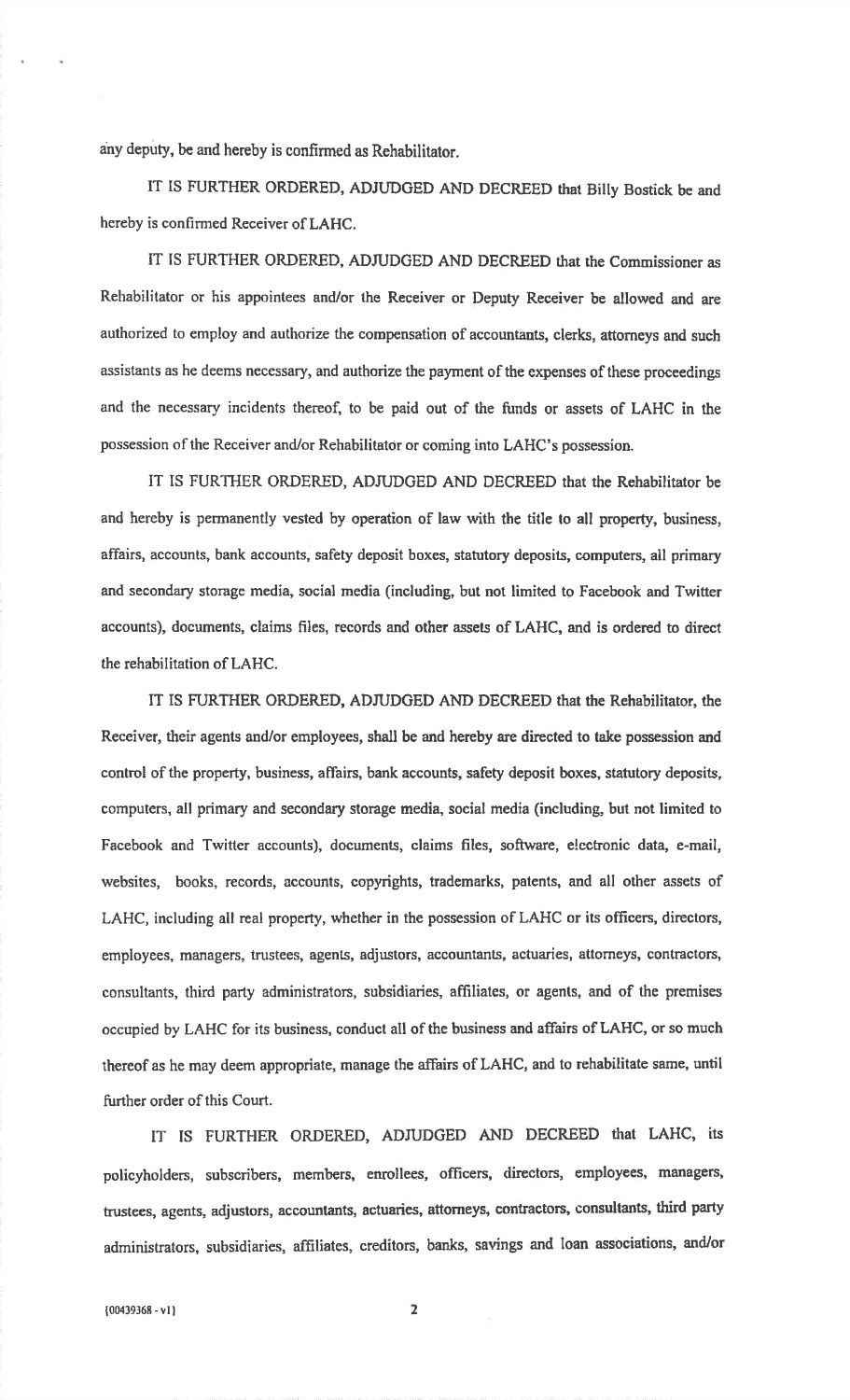any deputy, be and hereby is confirmed as Rehabilitator.

IT IS FURTHER ORDERED, ADJUDGED AND DECREED that Billy Bostick be and hereby is confirmed Receiver of LAHC.

IT IS FURTHER ORDERED, ADJUDGED AND DECREED that the Commissioner as Rehabilitator or his appointees and/or the Receiver or Deputy Receiver be allowed and are authorized to employ and authorize the compensation of accountants, clerks, attorneys and such assistants as he deems necessary, and authorize the payment of the expenses of these proceedings and the necessary incidents thereof, to be paid out of the funds or assets of LAHC in the possession of the Receiver and/or Rehabilitator or coming into LAHC's possession.

IT IS FURTHER ORDERED, ADJUDGED AND DECREED that the Rehabilitator be and hereby is permanently vested by operation of law with the title to all property, business, affairs, accounts, bank accounts, safety deposit boxes, statutory deposits, computers, all primary and secondary storage media, social media (including, but not limited to Facebook and Twitter accounts), documents, claims files, records and other assets of LAHC, and is ordered to direct the rehabilitation of LAHC.

IT IS FURTHER ORDERED, ADJUDGED AND DECREED that the Rehabilitator, the Receiver, their agents and/or employees, shall be and hereby are directed to take possession and control of the property, business, affairs, bank accounts, safety deposit boxes, statutory deposits, computers, all primary and secondary storage media, social media (including, but not limited to Facebook and Twitter accounts), documents, claims files, software, electronic data, e-mail, websites, books, records, accounts, copyrights, trademarks, patents, and all other assets of LAHC, including all real property, whether in the possession of LAHC or its officers, directors, employees, managers, trustees, agents, adjustors, accountants, actuaries, attorneys, contractors, consultants, third party administrators, subsidiaries, affiliates, or agents, and of the premises occupied by LAHC for its business, conduct all of the business and affairs of LAHC, or so much thereof as he may deem appropriate, manage the affairs of LAHC, and to rehabilitate same, until further order of this Court.

IT IS FURTHER ORDERED, ADJUDGED AND DECREED that LAHC, its policyholders, subscribers, members, enrollees, officers, directors, employees, managers, trustees, agents, adjustors, accountants, actuaries, attorneys, contractors, consultants, third party administrators, subsidiaries, affiliates, creditors, banks, savings and loan associations, and/or

{00439368 - v1}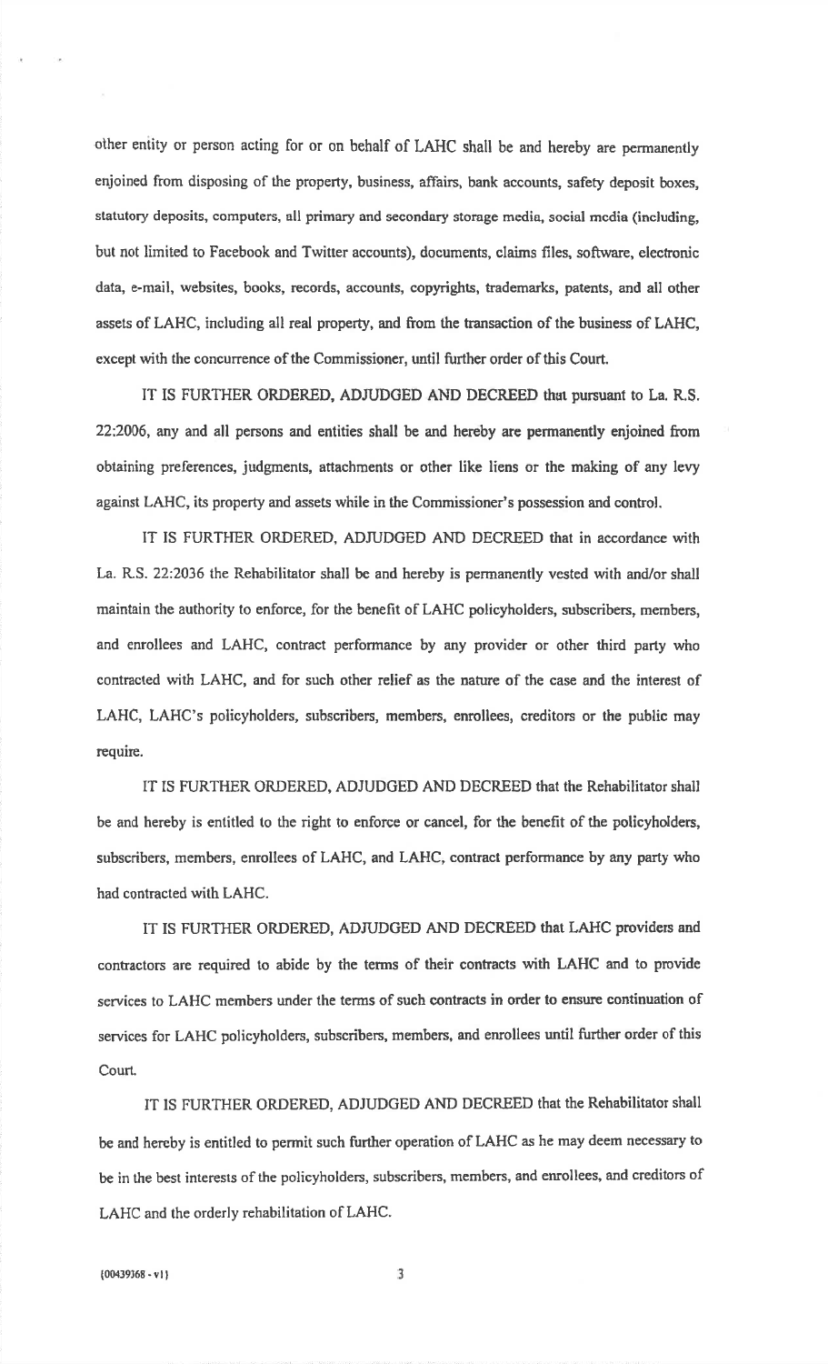other entity or person acting for or on behalf of LAHC shall be and hereby are permanently enjoined from disposing of the property, business, affairs, bank accounts, safety deposit boxes, statutory deposits, computers, all primary and secondary storage media, social media (including, but not limited to Facebook and Twitter accounts), documents, claims files, software, electronic data, e-mail, websites, books, records, accounts, copyrights, trademarks, patents, and all other assets of LAHC, including all real property, and from the transaction of the business of LAHC, except with the concurrence of the Commissioner, until further order of this Court.

IT IS FURTHER ORDERED, ADJUDGED AND DECREED that pursuant to La. R.S. 22:2006, any and all persons and entities shall be and hereby are permanently enjoined from obtaining preferences, judgments, attachments or other like liens or the making of any levy against LAHC, its property and assets while in the Commissioner's possession and control.

IT IS FURTHER ORDERED, ADJUDGED AND DECREED that in accordance with La. R.S. 22:2036 the Rehabilitator shall be and hereby is permanently vested with and/or shall maintain the authority to enforce, for the benefit of LAHC policyholders, subscribers, members, and enrollees and LAHC, contract performance by any provider or other third party who contracted with LAHC, and for such other relief as the nature of the case and the interest of LAHC, LAHC's policyholders, subscribers, members, enrollees, creditors or the public may require.

IT IS FURTHER ORDERED, ADJUDGED AND DECREED that the Rehabilitator shall be and hereby is entitled to the right to enforce or cancel, for the benefit of the policyholders, subscribers, members, enrollees of LAHC, and LAHC, contract performance by any party who had contracted with LAHC.

IT IS FURTHER ORDERED, ADJUDGED AND DECREED that LAHC providers and contractors are required to abide by the terms of their contracts with LAHC and to provide services to LAHC members under the terms of such contracts in order to ensure continuation of services for LAHC policyholders, subscribers, members, and enrollees until further order of this Court.

IT IS FURTHER ORDERED, ADJUDGED AND DECREED that the Rehabilitator shall be and hereby is entitled to permit such further operation of LAHC as he may deem necessary to be in the best interests of the policyholders, subscribers, members, and enrollees, and creditors of LAHC and the orderly rehabilitation of LAHC.

{00439368 - v1}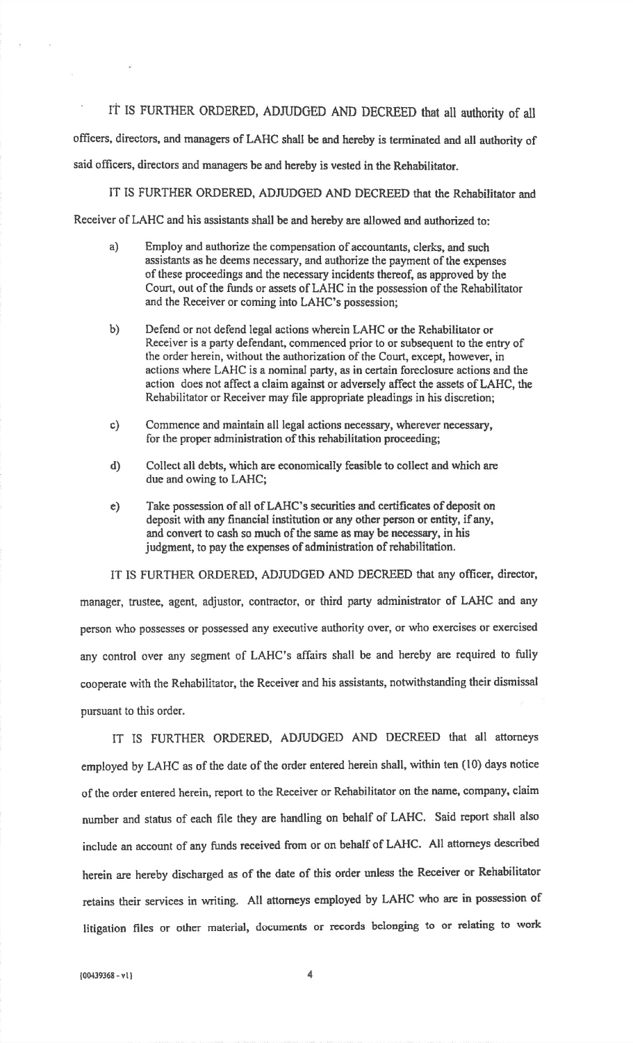IT IS FURTHER ORDERED, ADJUDGED AND DECREED that all authority of all officers, directors, and managers of LAHC shall be and hereby is terminated and all authority of said officers, directors and managers be and hereby is vested in the Rehabilitator.

IT IS FURTHER ORDERED, ADJUDGED AND DECREED that the Rehabilitator and Receiver of LAHC and his assistants shall be and hereby are allowed and authorized to:

a) Employ and authorize the compensation of accountants, clerks, and such assistants as he deems necessary, and authorize the payment of the expenses of these proceedings and the necessary incidents thereof, as approved by the Court, out of the funds or assets of LAHC in the possession of the Rehabilitator and the Receiver or coming into LAHC's possession;

b) Defend or not defend legal actions wherein LAHC or the Rehabilitator or Receiver is a party defendant, commenced prior to or subsequent to the entry of the order herein, without the authorization of the Court, except, however, in actions where LAHC is a nominal party, as in certain foreclosure actions and the action does not affect a claim against or adversely affect the assets of LAHC, the Rehabilitator or Receiver may file appropriate pleadings in his discretion;

c) Commence and maintain all legal actions necessary, wherever necessary, for the proper administration of this rehabilitation proceeding;

d) Collect all debts, which are economically feasible to collect and which are due and owing to LAHC;

e) Take possession of all of LAHC's securities and certificates of deposit on deposit with any financial institution or any other person or entity, if any, and convert to cash so much of the same as may be necessary, in his judgment, to pay the expenses of administration of rehabilitation.

IT IS FURTHER ORDERED, ADJUDGED AND DECREED that any officer, director, manager, trustee, agent, adjustor, contractor, or third party administrator of LAHC and any person who possesses or possessed any executive authority over, or who exercises or exercised any control over any segment of LAHC's affairs shall be and hereby are required to fully cooperate with the Rehabilitator, the Receiver and his assistants, notwithstanding their dismissal pursuant to this order.

IT IS FURTHER ORDERED, ADJUDGED AND DECREED that all attorneys employed by LAHC as of the date of the order entered herein shall, within ten (10) days notice of the order entered herein, report to the Receiver or Rehabilitator on the name, company, claim number and status of each file they are handling on behalf of LAHC. Said report shall also include an account of any funds received from or on behalf of LAHC. All attorneys described herein are hereby discharged as of the date of this order unless the Receiver or Rehabilitator retains their services in writing. All attorneys employed by LAHC who are in possession of litigation files or other material, documents or records belonging to or relating to work

{00439368 - v1}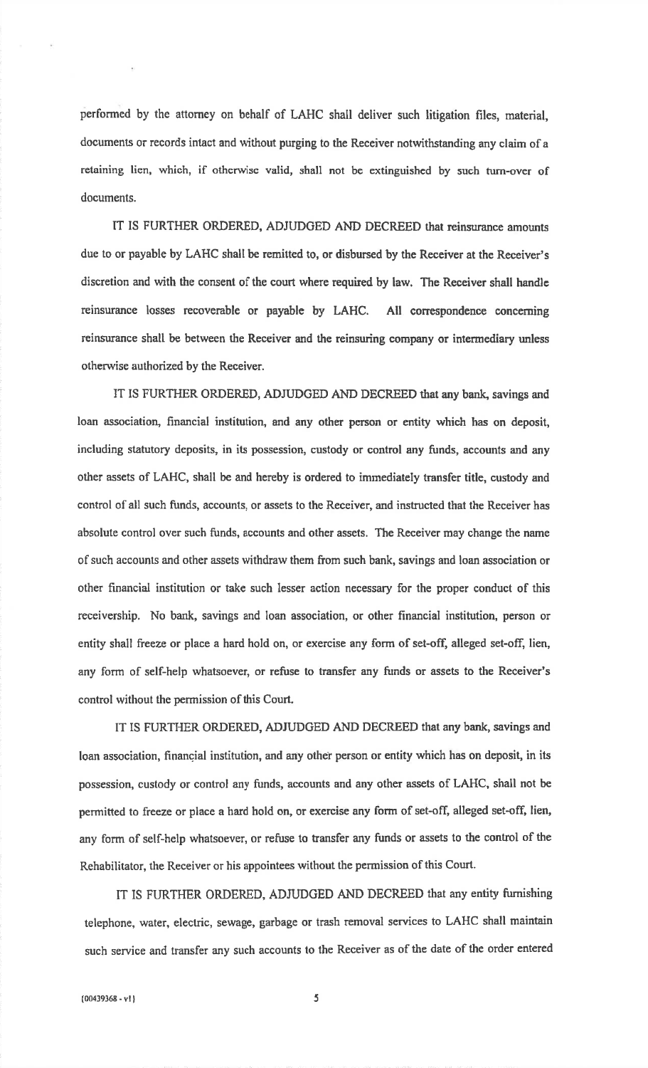performed by the attorney on behalf of LAHC shall deliver such litigation files, material, documents or records intact and without purging to the Receiver notwithstanding any claim of a retaining lien, which, if otherwise valid, shall not be extinguished by such turn-over of documents.

IT IS FURTHER ORDERED, ADJUDGED AND DECREED that reinsurance amounts due to or payable by LAHC shall be remitted to, or disbursed by the Receiver at the Receiver's discretion and with the consent of the court where required by law. The Receiver shall handle reinsurance losses recoverable or payable by LAHC. All correspondence concerning reinsurance shall be between the Receiver and the reinsuring company or intermediary unless otherwise authorized by the Receiver.

IT IS FURTHER ORDERED, ADJUDGED AND DECREED that any bank, savings and loan association, financial institution, and any other person or entity which has on deposit, including statutory deposits, in its possession, custody or control any funds, accounts and any other assets of LAHC, shall be and hereby is ordered to immediately transfer title, custody and control of all such funds, accounts, or assets to the Receiver, and instructed that the Receiver has absolute control over such funds, accounts and other assets. The Receiver may change the name of such accounts and other assets withdraw them from such bank, savings and loan association or other financial institution or take such lesser action necessary for the proper conduct of this receivership. No bank, savings and loan association, or other financial institution, person or entity shall freeze or place a hard hold on, or exercise any form of set-off, alleged set-off, lien, any form of self-help whatsoever, or refuse to transfer any funds or assets to the Receiver's control without the permission of this Court.

IT IS FURTHER ORDERED, ADJUDGED AND DECREED that any bank, savings and loan association, financial institution, and any other person or entity which has on deposit, in its possession, custody or control any funds, accounts and any other assets of LAHC, shall not be permitted to freeze or place a hard hold on, or exercise any form of set-off, alleged set-off, lien, any form of self-help whatsoever, or refuse to transfer any funds or assets to the control of the Rehabilitator, the Receiver or his appointees without the permission of this Court.

IT IS FURTHER ORDERED, ADJUDGED AND DECREED that any entity furnishing telephone, water, electric, sewage, garbage or trash removal services to LAHC shall maintain such service and transfer any such accounts to the Receiver as of the date of the order entered

{00439368 - v1}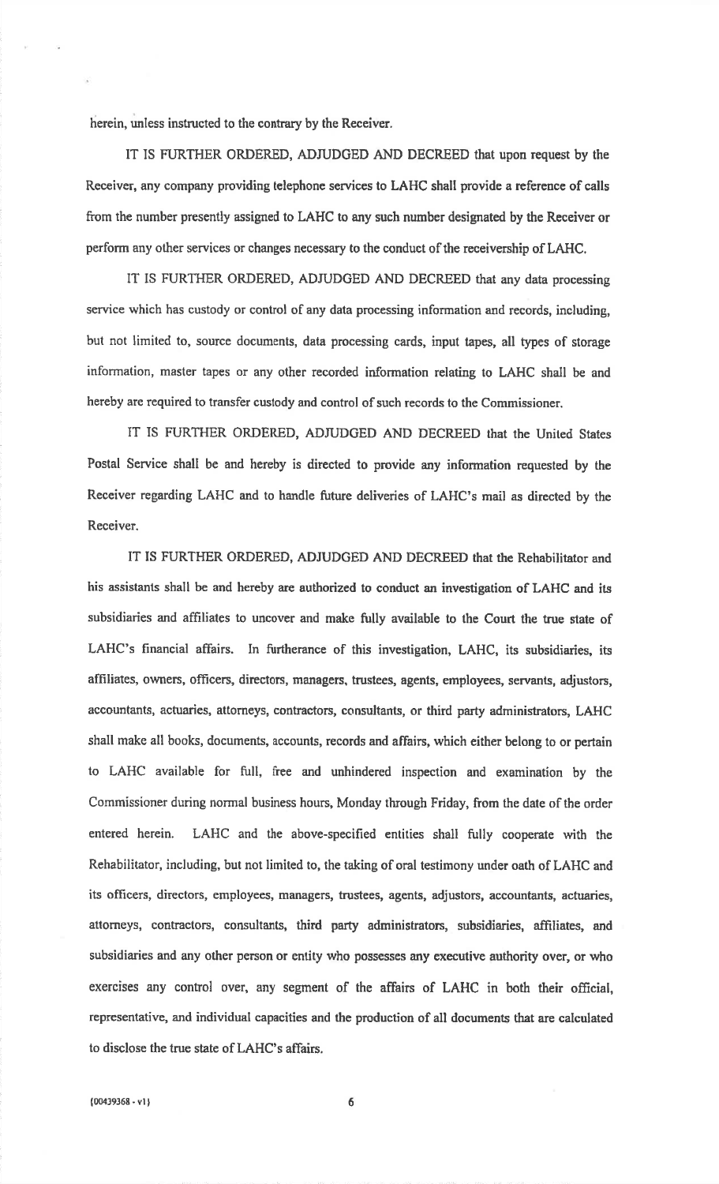herein, unless instructed to the contrary by the Receiver.

IT IS FURTHER ORDERED, ADJUDGED AND DECREED that upon request by the Receiver, any company providing telephone services to LAHC shall provide a reference of calls from the number presently assigned to LAHC to any such number designated by the Receiver or perform any other services or changes necessary to the conduct of the receivership of LAHC.

IT IS FURTHER ORDERED, ADJUDGED AND DECREED that any data processing service which has custody or control of any data processing information and records, including, but not limited to, source documents, data processing cards, input tapes, all types of storage information, master tapes or any other recorded information relating to LAHC shall be and hereby are required to transfer custody and control of such records to the Commissioner.

IT IS FURTHER ORDERED, ADJUDGED AND DECREED that the United States Postal Service shall be and hereby is directed to provide any information requested by the Receiver regarding LAHC and to handle future deliveries of LAHC's mail as directed by the Receiver.

IT IS FURTHER ORDERED, ADJUDGED AND DECREED that the Rehabilitator and his assistants shall be and hereby are authorized to conduct an investigation of LAHC and its subsidiaries and affiliates to uncover and make fully available to the Court the true state of LAHC's financial affairs. In furtherance of this investigation, LAHC, its subsidiaries, its affiliates, owners, officers, directors, managers, trustees, agents, employees, servants, adjustors, accountants, actuaries, attorneys, contractors, consultants, or third party administrators, LAHC shall make all books, documents, accounts, records and affairs, which either belong to or pertain to LAHC available for full, free and unhindered inspection and examination by the Commissioner during normal business hours, Monday through Friday, from the date of the order entered herein. LAHC and the above-specified entities shall fully cooperate with the Rehabilitator, including, but not limited to, the taking of oral testimony under oath of LAHC and its officers, directors, employees, managers, trustees, agents, adjustors, accountants, actuaries, attorneys, contractors, consultants, third party administrators, subsidiaries, affiliates, and subsidiaries and any other person or entity who possesses any executive authority over, or who exercises any control over, any segment of the affairs of LAHC in both their official, representative, and individual capacities and the production of all documents that are calculated to disclose the true state of LAHC's affairs.

{00439368 - v1}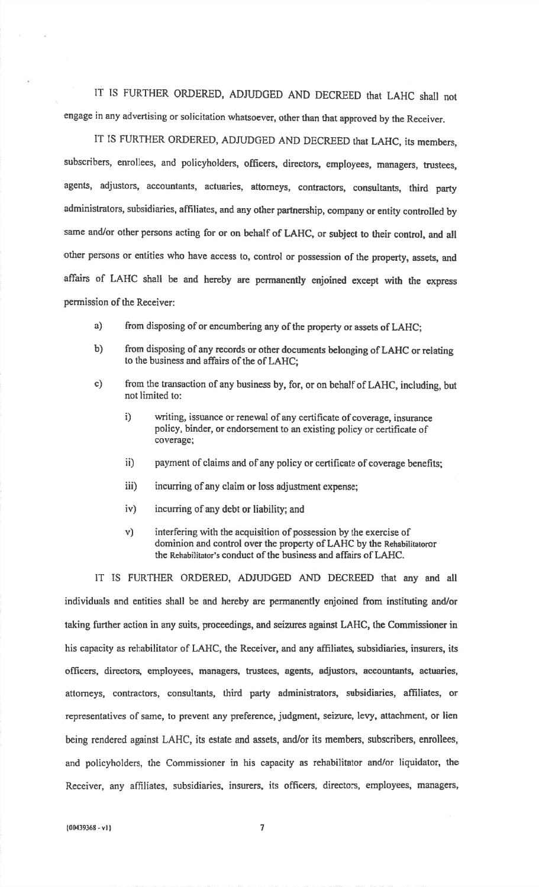IT IS FURTHER ORDERED, ADJUDGED AND DECREED that LAHC shall not engage in any advertising or solicitation whatsoever, other than that approved by the Receiver.

IT IS FURTHER ORDERED, ADJUDGED AND DECREED that LAHC, its members, subscribers, enrollees, and policyholders, officers, directors, employees, managers, trustees, agents, adjustors, accountants, actuaries, attorneys, contractors, consultants, third party administrators, subsidiaries, affiliates, and any other partnership, company or entity controlled by same and/or other persons acting for or on behalf of LAHC, or subject to their control, and all other persons or entities who have access to, control or possession of the property, assets, and affairs of LAHC shall be and hereby are permanently enjoined except with the express permission of the Receiver:

a) from disposing of or encumbering any of the property or assets of LAHC;

b) from disposing of any records or other documents belonging of LAHC or relating to the business and affairs of the of LAHC;

c) from the transaction of any business by, for, or on behalf of LAHC, including, but not limited to:

   i) writing, issuance or renewal of any certificate of coverage, insurance policy, binder, or endorsement to an existing policy or certificate of coverage;

   ii) payment of claims and of any policy or certificate of coverage benefits;

   iii) incurring of any claim or loss adjustment expense;

   iv) incurring of any debt or liability; and

   v) interfering with the acquisition of possession by the exercise of dominion and control over the property of LAHC by the Rehabilitatoror the Rehabilitator's conduct of the business and affairs of LAHC.

IT IS FURTHER ORDERED, ADJUDGED AND DECREED that any and all individuals and entities shall be and hereby are permanently enjoined from instituting and/or taking further action in any suits, proceedings, and seizures against LAHC, the Commissioner in his capacity as rehabilitator of LAHC, the Receiver, and any affiliates, subsidiaries, insurers, its officers, directors, employees, managers, trustees, agents, adjustors, accountants, actuaries, attorneys, contractors, consultants, third party administrators, subsidiaries, affiliates, or representatives of same, to prevent any preference, judgment, seizure, levy, attachment, or lien being rendered against LAHC, its estate and assets, and/or its members, subscribers, enrollees, and policyholders, the Commissioner in his capacity as rehabilitator and/or liquidator, the Receiver, any affiliates, subsidiaries, insurers, its officers, directors, employees, managers,

{00439368 - v1}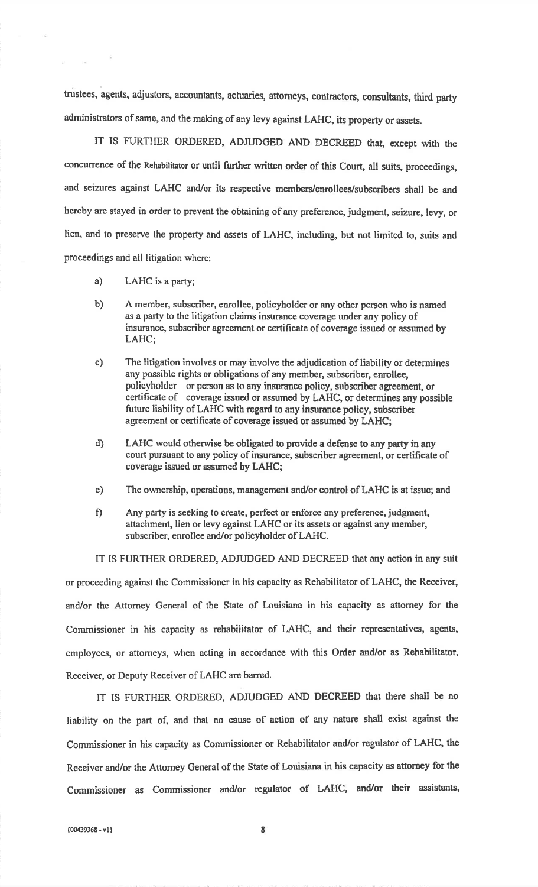trustees, agents, adjustors, accountants, actuaries, attorneys, contractors, consultants, third party administrators of same, and the making of any levy against LAHC, its property or assets.

IT IS FURTHER ORDERED, ADJUDGED AND DECREED that, except with the concurrence of the Rehabilitator or until further written order of this Court, all suits, proceedings, and seizures against LAHC and/or its respective members/enrollees/subscribers shall be and hereby are stayed in order to prevent the obtaining of any preference, judgment, seizure, levy, or lien, and to preserve the property and assets of LAHC, including, but not limited to, suits and proceedings and all litigation where:

a) LAHC is a party;

b) A member, subscriber, enrollee, policyholder or any other person who is named as a party to the litigation claims insurance coverage under any policy of insurance, subscriber agreement or certificate of coverage issued or assumed by LAHC;

c) The litigation involves or may involve the adjudication of liability or determines any possible rights or obligations of any member, subscriber, enrollee, policyholder or person as to any insurance policy, subscriber agreement, or certificate of coverage issued or assumed by LAHC, or determines any possible future liability of LAHC with regard to any insurance policy, subscriber agreement or certificate of coverage issued or assumed by LAHC;

d) LAHC would otherwise be obligated to provide a defense to any party in any court pursuant to any policy of insurance, subscriber agreement, or certificate of coverage issued or assumed by LAHC;

e) The ownership, operations, management and/or control of LAHC is at issue; and

f) Any party is seeking to create, perfect or enforce any preference, judgment, attachment, lien or levy against LAHC or its assets or against any member, subscriber, enrollee and/or policyholder of LAHC.

IT IS FURTHER ORDERED, ADJUDGED AND DECREED that any action in any suit or proceeding against the Commissioner in his capacity as Rehabilitator of LAHC, the Receiver, and/or the Attorney General of the State of Louisiana in his capacity as attorney for the Commissioner in his capacity as rehabilitator of LAHC, and their representatives, agents, employees, or attorneys, when acting in accordance with this Order and/or as Rehabilitator, Receiver, or Deputy Receiver of LAHC are barred.

IT IS FURTHER ORDERED, ADJUDGED AND DECREED that there shall be no liability on the part of, and that no cause of action of any nature shall exist against the Commissioner in his capacity as Commissioner or Rehabilitator and/or regulator of LAHC, the Receiver and/or the Attorney General of the State of Louisiana in his capacity as attorney for the Commissioner as Commissioner and/or regulator of LAHC, and/or their assistants,

{00439368 - v1}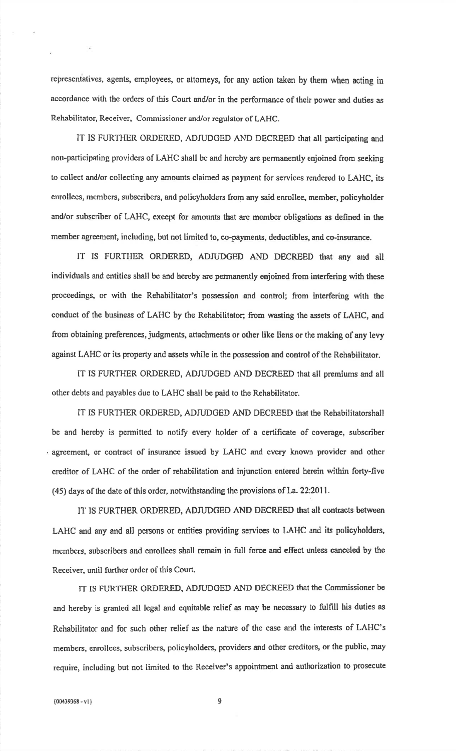representatives, agents, employees, or attorneys, for any action taken by them when acting in accordance with the orders of this Court and/or in the performance of their power and duties as Rehabilitator, Receiver, Commissioner and/or regulator of LAHC.

IT IS FURTHER ORDERED, ADJUDGED AND DECREED that all participating and non-participating providers of LAHC shall be and hereby are permanently enjoined from seeking to collect and/or collecting any amounts claimed as payment for services rendered to LAHC, its enrollees, members, subscribers, and policyholders from any said enrollee, member, policyholder and/or subscriber of LAHC, except for amounts that are member obligations as defined in the member agreement, including, but not limited to, co-payments, deductibles, and co-insurance.

IT IS FURTHER ORDERED, ADJUDGED AND DECREED that any and all individuals and entities shall be and hereby are permanently enjoined from interfering with these proceedings, or with the Rehabilitator's possession and control; from interfering with the conduct of the business of LAHC by the Rehabilitator; from wasting the assets of LAHC, and from obtaining preferences, judgments, attachments or other like liens or the making of any levy against LAHC or its property and assets while in the possession and control of the Rehabilitator.

IT IS FURTHER ORDERED, ADJUDGED AND DECREED that all premiums and all other debts and payables due to LAHC shall be paid to the Rehabilitator.

IT IS FURTHER ORDERED, ADJUDGED AND DECREED that the Rehabilitatorshall be and hereby is permitted to notify every holder of a certificate of coverage, subscriber agreement, or contract of insurance issued by LAHC and every known provider and other creditor of LAHC of the order of rehabilitation and injunction entered herein within forty-five (45) days of the date of this order, notwithstanding the provisions of La. 22:2011.

IT IS FURTHER ORDERED, ADJUDGED AND DECREED that all contracts between LAHC and any and all persons or entities providing services to LAHC and its policyholders, members, subscribers and enrollees shall remain in full force and effect unless canceled by the Receiver, until further order of this Court.

IT IS FURTHER ORDERED, ADJUDGED AND DECREED that the Commissioner be and hereby is granted all legal and equitable relief as may be necessary to fulfill his duties as Rehabilitator and for such other relief as the nature of the case and the interests of LAHC's members, enrollees, subscribers, policyholders, providers and other creditors, or the public, may require, including but not limited to the Receiver's appointment and authorization to prosecute

{00439368 - v1}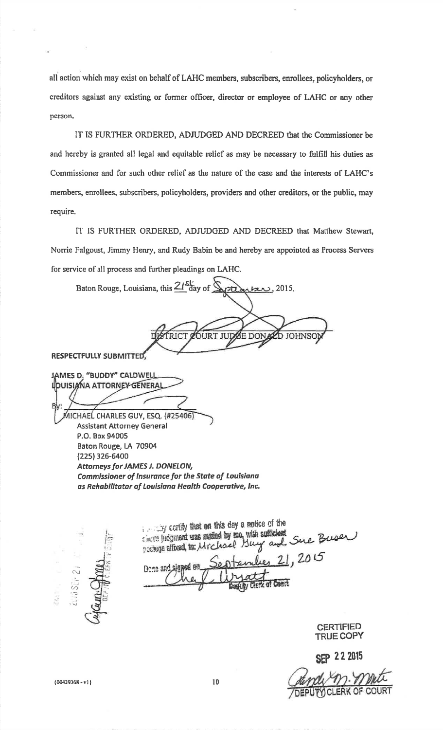all action which may exist on behalf of LAHC members, subscribers, enrollees, policyholders, or creditors against any existing or former officer, director or employee of LAHC or any other person.

IT IS FURTHER ORDERED, ADJUDGED AND DECREED that the Commissioner be and hereby is granted all legal and equitable relief as may be necessary to fulfill his duties as Commissioner and for such other relief as the nature of the case and the interests of LAHC's members, enrollees, subscribers, policyholders, providers and other creditors, or the public, may require.

IT IS FURTHER ORDERED, ADJUDGED AND DECREED that Matthew Stewart, Norrie Falgoust, Jimmy Henry, and Rudy Babin be and hereby are appointed as Process Servers for service of all process and further pleadings on LAHC.

Baton Rouge, Louisiana, this 21st day of September, 2015.

DISTRICT COURT JUDGE DONALD JOHNSON

**RESPECTFULLY SUBMITTED,**

**JAMES D. "BUDDY" CALDWELL**
**LOUISIANA ATTORNEY GENERAL**

By: MICHAEL CHARLES GUY, ESQ. (#25406)
Assistant Attorney General
P.O. Box 94005
Baton Rouge, LA 70904
(225) 326-6400
***Attorneys for JAMES J. DONELON,***
***Commissioner of Insurance for the State of Louisiana***
***as Rehabilitator of Louisiana Health Cooperative, Inc.***

I hereby certify that on this day a notice of the above judgment was mailed by me, with sufficient postage affixed, to: Michael Guy and Sue Buser

Done and signed on September 21, 2015

Deputy Clerk of Court

CERTIFIED TRUE COPY

SEP 22 2015

DEPUTY CLERK OF COURT

{00439368 - v1}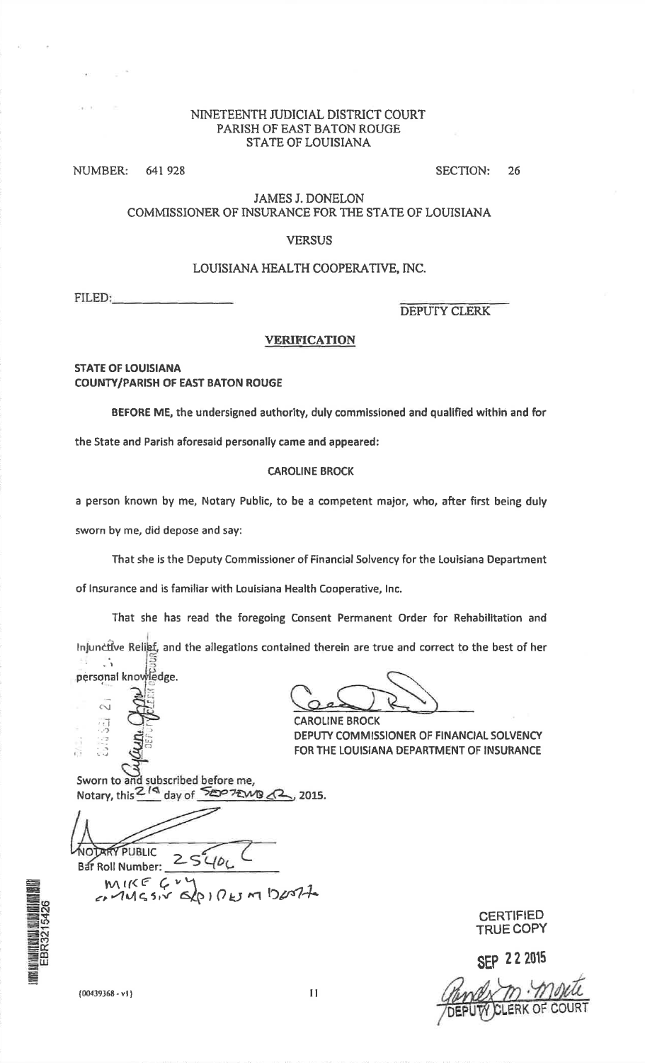NINETEENTH JUDICIAL DISTRICT COURT
PARISH OF EAST BATON ROUGE
STATE OF LOUISIANA

NUMBER: 641 928 SECTION: 26

JAMES J. DONELON
COMMISSIONER OF INSURANCE FOR THE STATE OF LOUISIANA

VERSUS

LOUISIANA HEALTH COOPERATIVE, INC.

FILED:\_\_\_\_\_\_\_\_\_\_\_\_\_\_\_\_ \_\_\_\_\_\_\_\_\_\_\_\_\_\_\_\_
DEPUTY CLERK

## VERIFICATION

**STATE OF LOUISIANA**
**COUNTY/PARISH OF EAST BATON ROUGE**

**BEFORE ME, the undersigned authority, duly commissioned and qualified within and for the State and Parish aforesaid personally came and appeared:**

CAROLINE BROCK

a person known by me, Notary Public, to be a competent major, who, after first being duly sworn by me, did depose and say:

That she is the Deputy Commissioner of Financial Solvency for the Louisiana Department of Insurance and is familiar with Louisiana Health Cooperative, Inc.

That she has read the foregoing Consent Permanent Order for Rehabilitation and Injunctive Relief, and the allegations contained therein are true and correct to the best of her personal knowledge.

\_\_\_\_\_\_\_\_\_\_\_\_\_\_\_\_\_\_\_\_
CAROLINE BROCK
DEPUTY COMMISSIONER OF FINANCIAL SOLVENCY
FOR THE LOUISIANA DEPARTMENT OF INSURANCE

Sworn to and subscribed before me,
Notary, this 21st day of September, 2015.

\_\_\_\_\_\_\_\_\_\_\_\_\_\_\_\_\_\_\_\_
NOTARY PUBLIC
Bar Roll Number: 25406
Mike Guy
commission expires at death

EBR3215426

CERTIFIED
TRUE COPY

SEP 22 2015

DEPUTY CLERK OF COURT

{00439368 - v1}